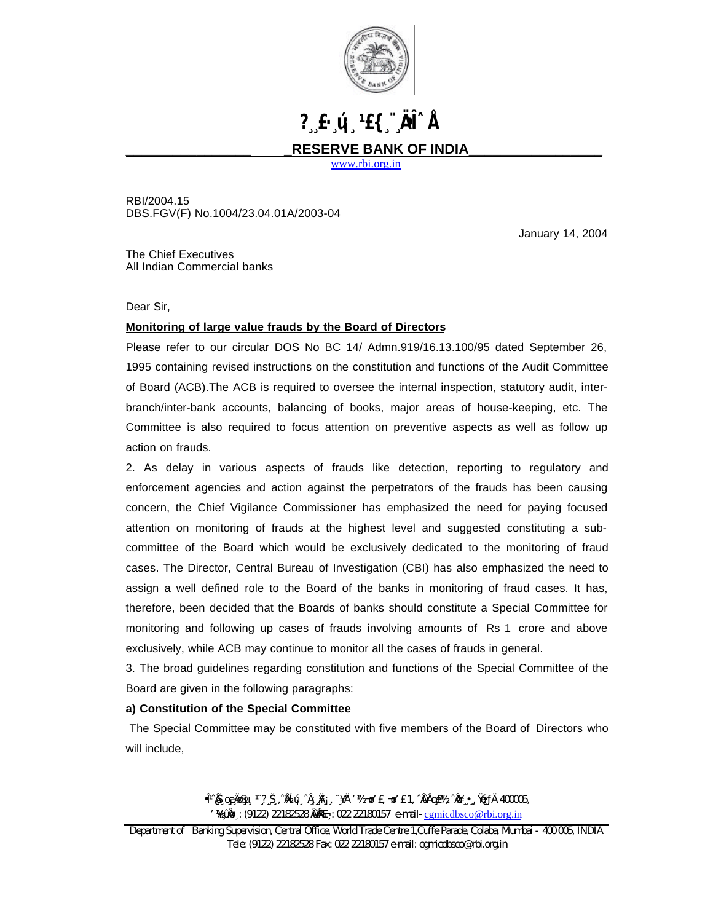RESERVE BANK OF INDIA

www.rbi.org.in

RBI/2004.15
DBS.FGV(F) No.1004/23.04.01A/2003-04

January 14, 2004

The Chief Executives
All Indian Commercial banks

Dear Sir,

**Monitoring of large value frauds by the Board of Directors**

Please refer to our circular DOS No BC 14/ Admn.919/16.13.100/95 dated September 26, 1995 containing revised instructions on the constitution and functions of the Audit Committee of Board (ACB).The ACB is required to oversee the internal inspection, statutory audit, inter-branch/inter-bank accounts, balancing of books, major areas of house-keeping, etc. The Committee is also required to focus attention on preventive aspects as well as follow up action on frauds.

2. As delay in various aspects of frauds like detection, reporting to regulatory and enforcement agencies and action against the perpetrators of the frauds has been causing concern, the Chief Vigilance Commissioner has emphasized the need for paying focused attention on monitoring of frauds at the highest level and suggested constituting a sub-committee of the Board which would be exclusively dedicated to the monitoring of fraud cases. The Director, Central Bureau of Investigation (CBI) has also emphasized the need to assign a well defined role to the Board of the banks in monitoring of fraud cases. It has, therefore, been decided that the Boards of banks should constitute a Special Committee for monitoring and following up cases of frauds involving amounts of Rs 1 crore and above exclusively, while ACB may continue to monitor all the cases of frauds in general.

3. The broad guidelines regarding constitution and functions of the Special Committee of the Board are given in the following paragraphs:

**a) Constitution of the Special Committee**

The Special Committee may be constituted with five members of the Board of Directors who will include,

Department of Banking Supervision, Central Office, World Trade Centre 1,Cuffe Parade, Colaba, Mumbai - 400 005, INDIA
Tele: (9122) 22182528 Fax: 022 22180157 e-mail: cgmicdbsco@rbi.org.in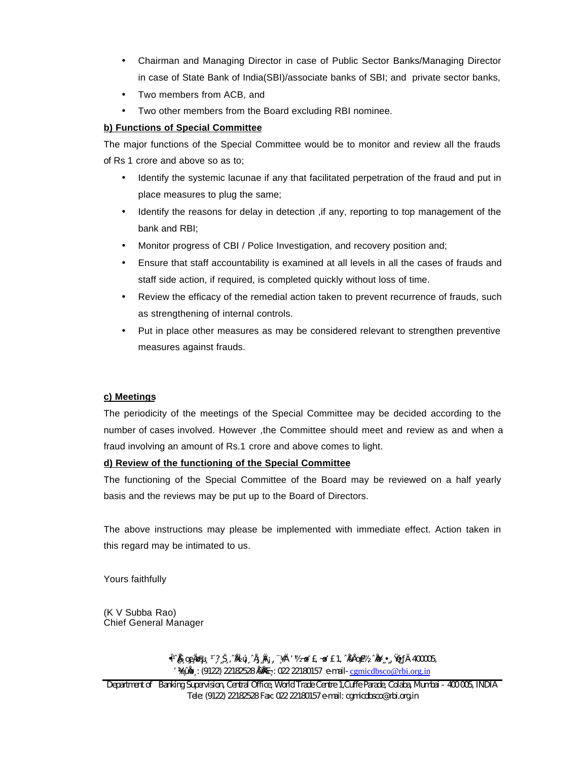- Chairman and Managing Director in case of Public Sector Banks/Managing Director in case of State Bank of India(SBI)/associate banks of SBI; and private sector banks,
- Two members from ACB, and
- Two other members from the Board excluding RBI nominee.

**b) Functions of Special Committee**

The major functions of the Special Committee would be to monitor and review all the frauds of Rs 1 crore and above so as to;

- Identify the systemic lacunae if any that facilitated perpetration of the fraud and put in place measures to plug the same;
- Identify the reasons for delay in detection ,if any, reporting to top management of the bank and RBI;
- Monitor progress of CBI / Police Investigation, and recovery position and;
- Ensure that staff accountability is examined at all levels in all the cases of frauds and staff side action, if required, is completed quickly without loss of time.
- Review the efficacy of the remedial action taken to prevent recurrence of frauds, such as strengthening of internal controls.
- Put in place other measures as may be considered relevant to strengthen preventive measures against frauds.

**c) Meetings**

The periodicity of the meetings of the Special Committee may be decided according to the number of cases involved. However ,the Committee should meet and review as and when a fraud involving an amount of Rs.1 crore and above comes to light.

**d) Review of the functioning of the Special Committee**

The functioning of the Special Committee of the Board may be reviewed on a half yearly basis and the reviews may be put up to the Board of Directors.

The above instructions may please be implemented with immediate effect. Action taken in this regard may be intimated to us.

Yours faithfully

(K V Subba Rao)
Chief General Manager

Department of Banking Supervision, Central Office, World Trade Centre 1,Cuffe Parade, Colaba, Mumbai - 400 005, INDIA
Tele: (9122) 22182528 Fax: 022 22180157 e-mail: cgmicdbsco@rbi.org.in